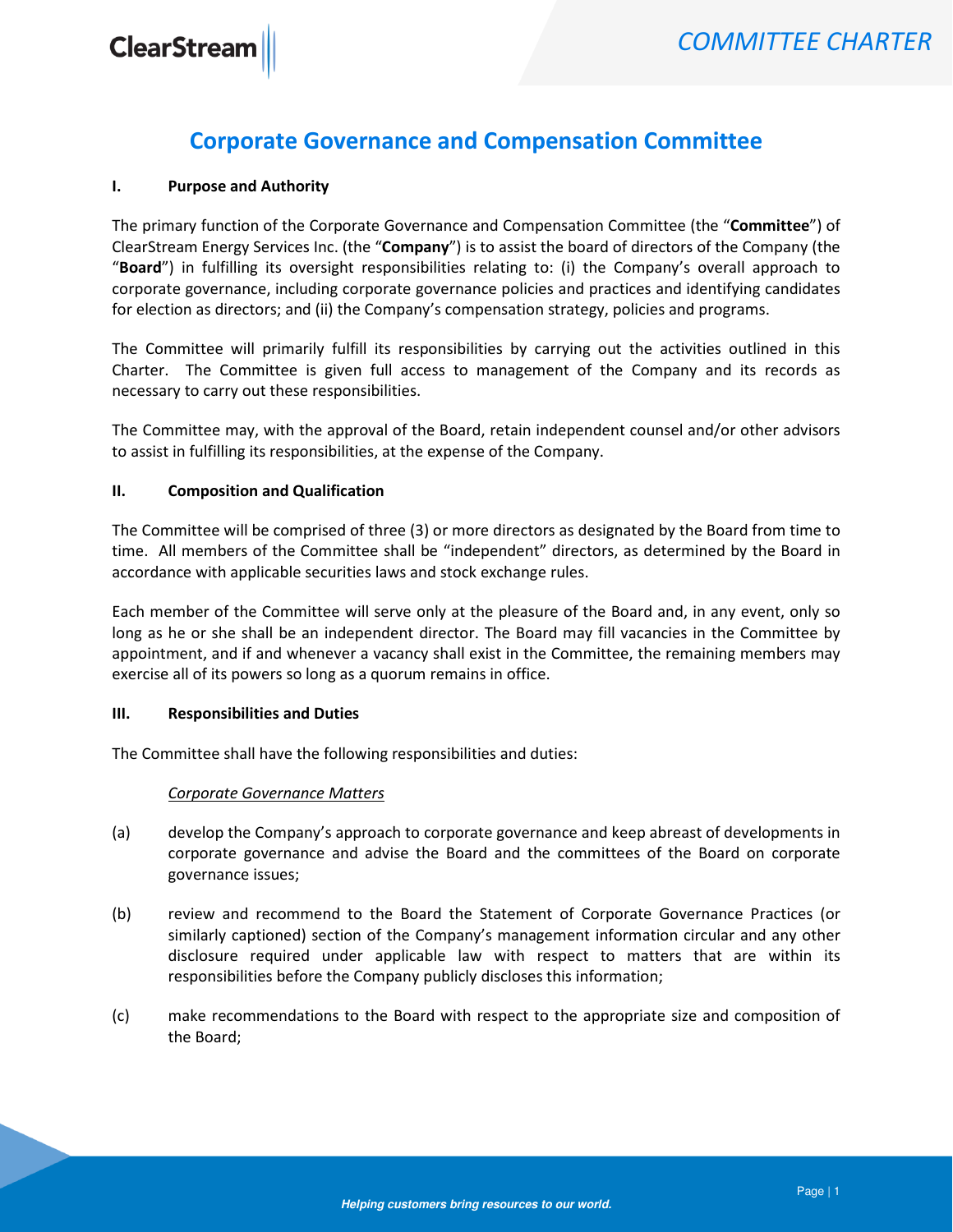# Corporate Governance and Compensation Committee

## I. Purpose and Authority

The primary function of the Corporate Governance and Compensation Committee (the "**Committee**") of ClearStream Energy Services Inc. (the "**Company**") is to assist the board of directors of the Company (the "**Board**") in fulfilling its oversight responsibilities relating to: (i) the Company's overall approach to corporate governance, including corporate governance policies and practices and identifying candidates for election as directors; and (ii) the Company's compensation strategy, policies and programs.

The Committee will primarily fulfill its responsibilities by carrying out the activities outlined in this Charter. The Committee is given full access to management of the Company and its records as necessary to carry out these responsibilities.

The Committee may, with the approval of the Board, retain independent counsel and/or other advisors to assist in fulfilling its responsibilities, at the expense of the Company.

## II. Composition and Qualification

The Committee will be comprised of three (3) or more directors as designated by the Board from time to time. All members of the Committee shall be "independent" directors, as determined by the Board in accordance with applicable securities laws and stock exchange rules.

Each member of the Committee will serve only at the pleasure of the Board and, in any event, only so long as he or she shall be an independent director. The Board may fill vacancies in the Committee by appointment, and if and whenever a vacancy shall exist in the Committee, the remaining members may exercise all of its powers so long as a quorum remains in office.

## III. Responsibilities and Duties

The Committee shall have the following responsibilities and duties:

*Corporate Governance Matters*

(a) develop the Company's approach to corporate governance and keep abreast of developments in corporate governance and advise the Board and the committees of the Board on corporate governance issues;

(b) review and recommend to the Board the Statement of Corporate Governance Practices (or similarly captioned) section of the Company's management information circular and any other disclosure required under applicable law with respect to matters that are within its responsibilities before the Company publicly discloses this information;

(c) make recommendations to the Board with respect to the appropriate size and composition of the Board;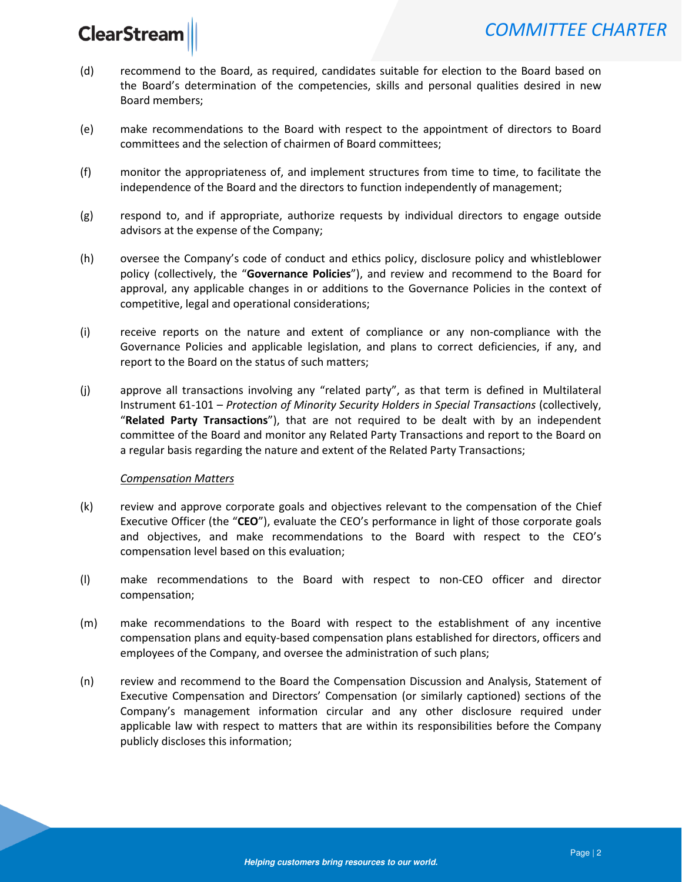(d) recommend to the Board, as required, candidates suitable for election to the Board based on the Board's determination of the competencies, skills and personal qualities desired in new Board members;

(e) make recommendations to the Board with respect to the appointment of directors to Board committees and the selection of chairmen of Board committees;

(f) monitor the appropriateness of, and implement structures from time to time, to facilitate the independence of the Board and the directors to function independently of management;

(g) respond to, and if appropriate, authorize requests by individual directors to engage outside advisors at the expense of the Company;

(h) oversee the Company's code of conduct and ethics policy, disclosure policy and whistleblower policy (collectively, the "**Governance Policies**"), and review and recommend to the Board for approval, any applicable changes in or additions to the Governance Policies in the context of competitive, legal and operational considerations;

(i) receive reports on the nature and extent of compliance or any non-compliance with the Governance Policies and applicable legislation, and plans to correct deficiencies, if any, and report to the Board on the status of such matters;

(j) approve all transactions involving any "related party", as that term is defined in Multilateral Instrument 61-101 – *Protection of Minority Security Holders in Special Transactions* (collectively, "**Related Party Transactions**"), that are not required to be dealt with by an independent committee of the Board and monitor any Related Party Transactions and report to the Board on a regular basis regarding the nature and extent of the Related Party Transactions;

*Compensation Matters*

(k) review and approve corporate goals and objectives relevant to the compensation of the Chief Executive Officer (the "**CEO**"), evaluate the CEO's performance in light of those corporate goals and objectives, and make recommendations to the Board with respect to the CEO's compensation level based on this evaluation;

(l) make recommendations to the Board with respect to non-CEO officer and director compensation;

(m) make recommendations to the Board with respect to the establishment of any incentive compensation plans and equity-based compensation plans established for directors, officers and employees of the Company, and oversee the administration of such plans;

(n) review and recommend to the Board the Compensation Discussion and Analysis, Statement of Executive Compensation and Directors' Compensation (or similarly captioned) sections of the Company's management information circular and any other disclosure required under applicable law with respect to matters that are within its responsibilities before the Company publicly discloses this information;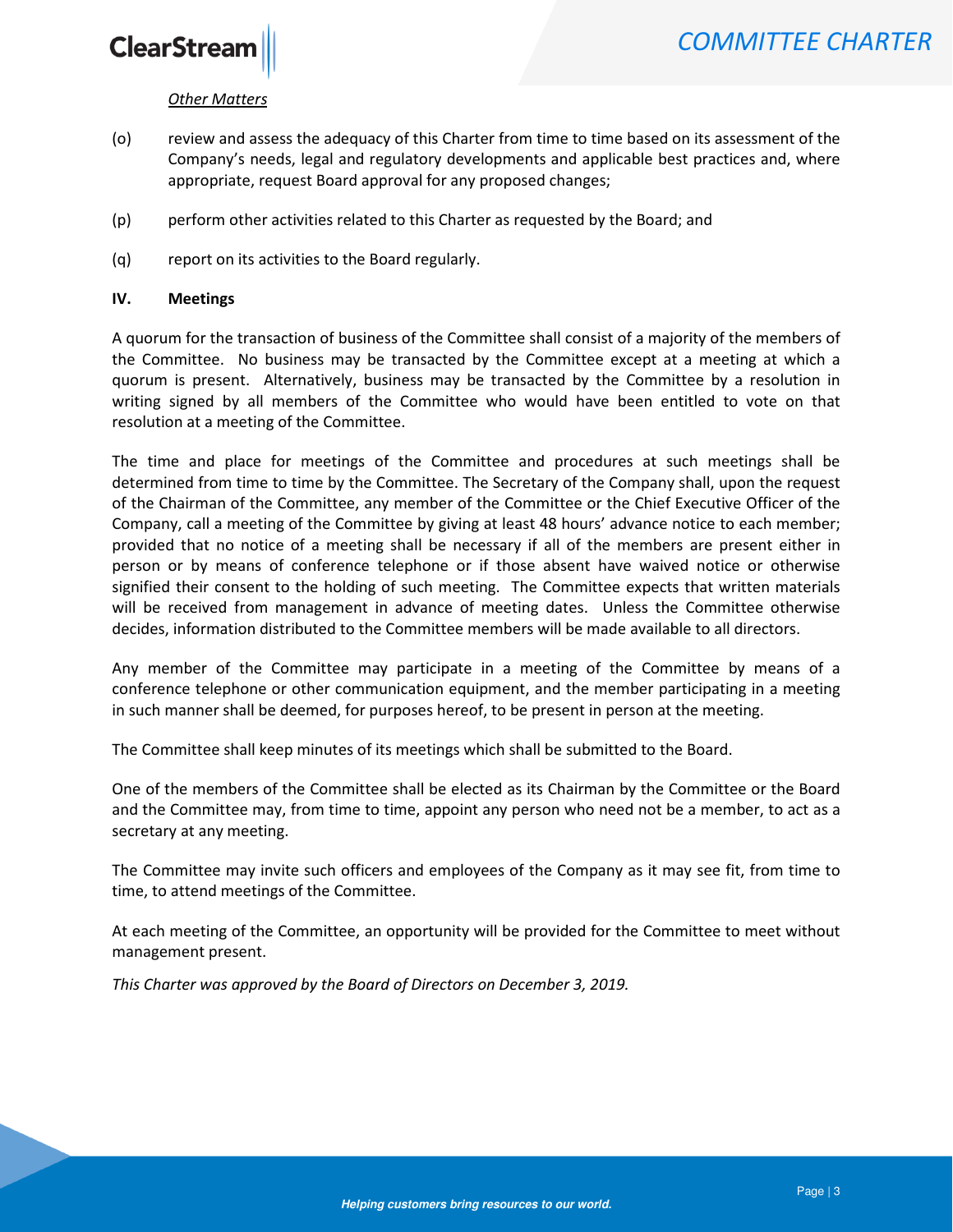*Other Matters*

(o) review and assess the adequacy of this Charter from time to time based on its assessment of the Company's needs, legal and regulatory developments and applicable best practices and, where appropriate, request Board approval for any proposed changes;

(p) perform other activities related to this Charter as requested by the Board; and

(q) report on its activities to the Board regularly.

**IV. Meetings**

A quorum for the transaction of business of the Committee shall consist of a majority of the members of the Committee. No business may be transacted by the Committee except at a meeting at which a quorum is present. Alternatively, business may be transacted by the Committee by a resolution in writing signed by all members of the Committee who would have been entitled to vote on that resolution at a meeting of the Committee.

The time and place for meetings of the Committee and procedures at such meetings shall be determined from time to time by the Committee. The Secretary of the Company shall, upon the request of the Chairman of the Committee, any member of the Committee or the Chief Executive Officer of the Company, call a meeting of the Committee by giving at least 48 hours' advance notice to each member; provided that no notice of a meeting shall be necessary if all of the members are present either in person or by means of conference telephone or if those absent have waived notice or otherwise signified their consent to the holding of such meeting. The Committee expects that written materials will be received from management in advance of meeting dates. Unless the Committee otherwise decides, information distributed to the Committee members will be made available to all directors.

Any member of the Committee may participate in a meeting of the Committee by means of a conference telephone or other communication equipment, and the member participating in a meeting in such manner shall be deemed, for purposes hereof, to be present in person at the meeting.

The Committee shall keep minutes of its meetings which shall be submitted to the Board.

One of the members of the Committee shall be elected as its Chairman by the Committee or the Board and the Committee may, from time to time, appoint any person who need not be a member, to act as a secretary at any meeting.

The Committee may invite such officers and employees of the Company as it may see fit, from time to time, to attend meetings of the Committee.

At each meeting of the Committee, an opportunity will be provided for the Committee to meet without management present.

*This Charter was approved by the Board of Directors on December 3, 2019.*